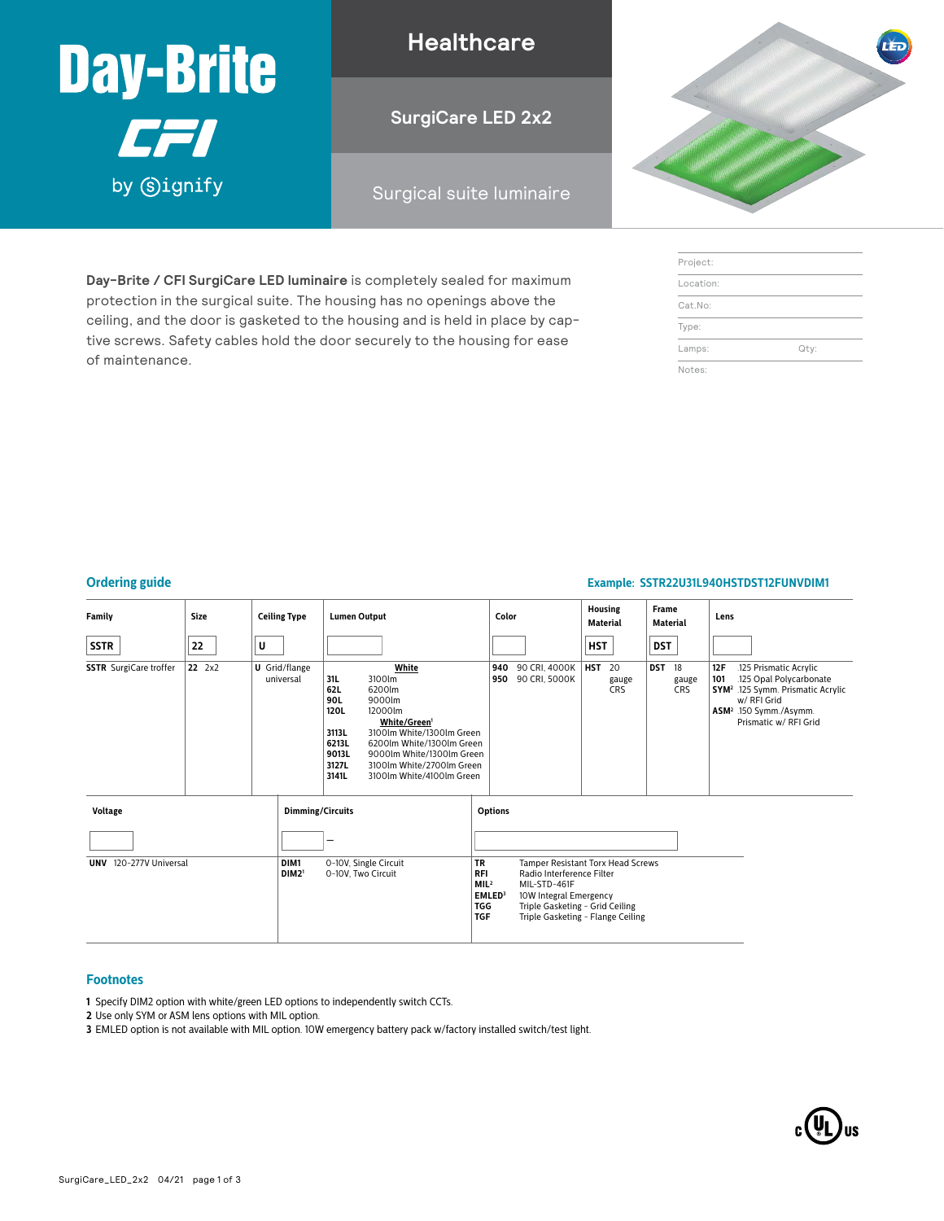# Day-Brite CFI by Signify

## Healthcare

## SurgiCare LED 2x2

## Surgical suite luminaire

**Day-Brite / CFI SurgiCare LED luminaire** is completely sealed for maximum protection in the surgical suite. The housing has no openings above the ceiling, and the door is gasketed to the housing and is held in place by captive screws. Safety cables hold the door securely to the housing for ease of maintenance.

| Project: | |
|---|---|
| Location: | |
| Cat.No: | |
| Type: | |
| Lamps: | Qty: |
| Notes: | |

## Ordering guide

**Example: SSTR22U31L940HSTDST12FUNVDIM1**

| Family | Size | Ceiling Type | Lumen Output | Color | Housing Material | Frame Material | Lens |
|---|---|---|---|---|---|---|---|
| SSTR | 22 | U | | | HST | DST | |
| **SSTR** SurgiCare troffer | **22** 2x2 | **U** Grid/flange universal | **White**<br>**31L** 3100lm<br>**62L** 6200lm<br>**90L** 9000lm<br>**120L** 12000lm<br>**White/Green**[1]<br>**3113L** 3100lm White/1300lm Green<br>**6213L** 6200lm White/1300lm Green<br>**9013L** 9000lm White/1300lm Green<br>**3127L** 3100lm White/2700lm Green<br>**3141L** 3100lm White/4100lm Green | **940** 90 CRI, 4000K<br>**950** 90 CRI, 5000K | **HST** 20 gauge CRS | **DST** 18 gauge CRS | **12F** .125 Prismatic Acrylic<br>**101** .125 Opal Polycarbonate<br>**SYM**[2] .125 Symm. Prismatic Acrylic w/ RFI Grid<br>**ASM**[2] .150 Symm./Asymm. Prismatic w/ RFI Grid |

| Voltage | Dimming/Circuits | Options |
|---|---|---|
| | — | |
| **UNV** 120-277V Universal | **DIM1** 0-10V, Single Circuit<br>**DIM2**[1] 0-10V, Two Circuit | **TR** Tamper Resistant Torx Head Screws<br>**RFI** Radio Interference Filter<br>**MIL**[2] MIL-STD-461F<br>**EMLED**[3] 10W Integral Emergency<br>**TGG** Triple Gasketing - Grid Ceiling<br>**TGF** Triple Gasketing - Flange Ceiling |

## Footnotes

1 Specify DIM2 option with white/green LED options to independently switch CCTs.
2 Use only SYM or ASM lens options with MIL option.
3 EMLED option is not available with MIL option. 10W emergency battery pack w/factory installed switch/test light.

SurgiCare_LED_2x2 04/21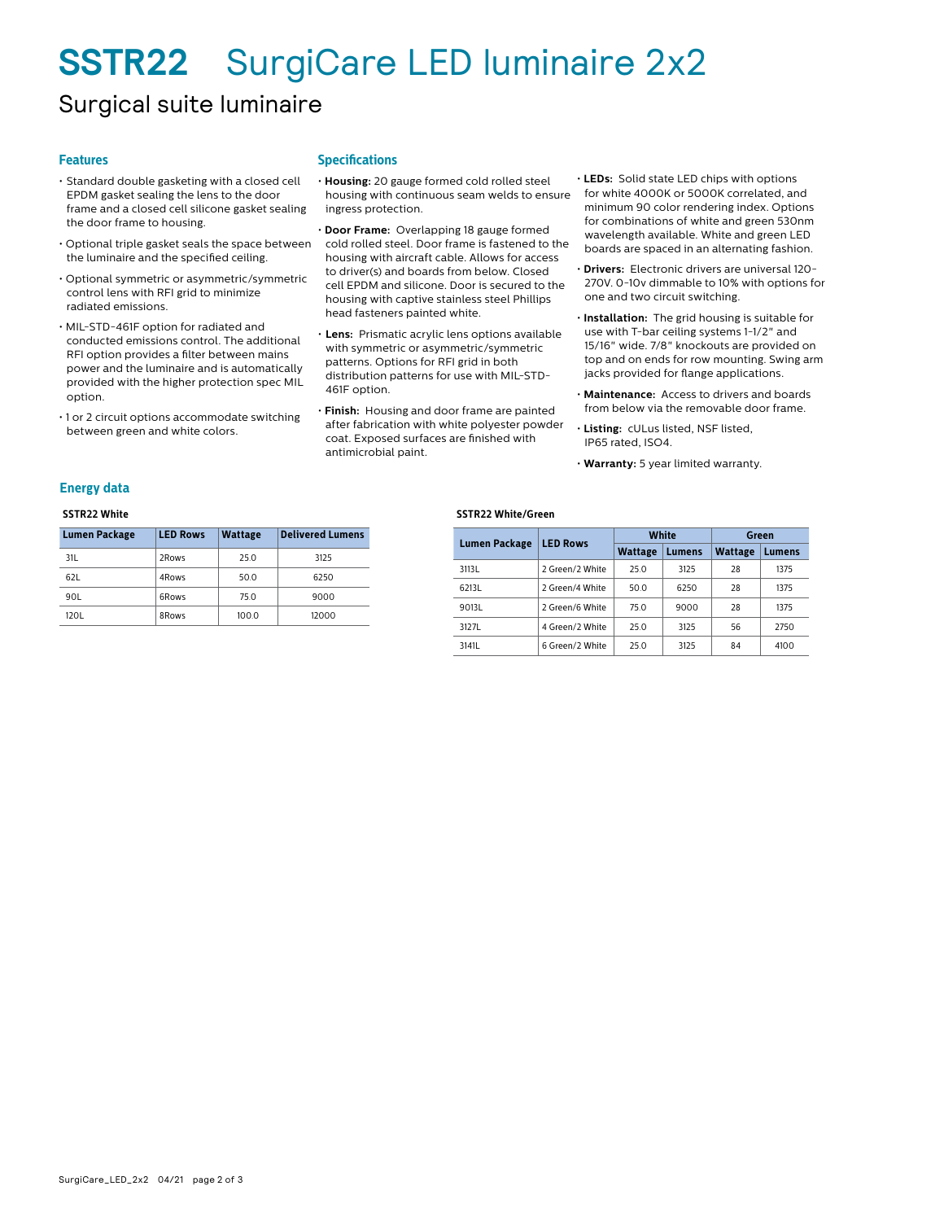# SSTR22 SurgiCare LED luminaire 2x2

## Surgical suite luminaire

### Features

- Standard double gasketing with a closed cell EPDM gasket sealing the lens to the door frame and a closed cell silicone gasket sealing the door frame to housing.
- Optional triple gasket seals the space between the luminaire and the specified ceiling.
- Optional symmetric or asymmetric/symmetric control lens with RFI grid to minimize radiated emissions.
- MIL-STD-461F option for radiated and conducted emissions control. The additional RFI option provides a filter between mains power and the luminaire and is automatically provided with the higher protection spec MIL option.
- 1 or 2 circuit options accommodate switching between green and white colors.

### Specifications

- **Housing:** 20 gauge formed cold rolled steel housing with continuous seam welds to ensure ingress protection.
- **Door Frame:** Overlapping 18 gauge formed cold rolled steel. Door frame is fastened to the housing with aircraft cable. Allows for access to driver(s) and boards from below. Closed cell EPDM and silicone. Door is secured to the housing with captive stainless steel Phillips head fasteners painted white.
- **Lens:** Prismatic acrylic lens options available with symmetric or asymmetric/symmetric patterns. Options for RFI grid in both distribution patterns for use with MIL-STD-461F option.
- **Finish:** Housing and door frame are painted after fabrication with white polyester powder coat. Exposed surfaces are finished with antimicrobial paint.
- **LEDs:** Solid state LED chips with options for white 4000K or 5000K correlated, and minimum 90 color rendering index. Options for combinations of white and green 530nm wavelength available. White and green LED boards are spaced in an alternating fashion.
- **Drivers:** Electronic drivers are universal 120-270V. 0-10v dimmable to 10% with options for one and two circuit switching.
- **Installation:** The grid housing is suitable for use with T-bar ceiling systems 1-1/2" and 15/16" wide. 7/8" knockouts are provided on top and on ends for row mounting. Swing arm jacks provided for flange applications.
- **Maintenance:** Access to drivers and boards from below via the removable door frame.
- **Listing:** cULus listed, NSF listed, IP65 rated, ISO4.
- **Warranty:** 5 year limited warranty.

### Energy data

**SSTR22 White**

| Lumen Package | LED Rows | Wattage | Delivered Lumens |
|---|---|---|---|
| 31L | 2Rows | 25.0 | 3125 |
| 62L | 4Rows | 50.0 | 6250 |
| 90L | 6Rows | 75.0 | 9000 |
| 120L | 8Rows | 100.0 | 12000 |

**SSTR22 White/Green**

| Lumen Package | LED Rows | White | | Green | |
|---|---|---|---|---|---|
| | | Wattage | Lumens | Wattage | Lumens |
| 3113L | 2 Green/2 White | 25.0 | 3125 | 28 | 1375 |
| 6213L | 2 Green/4 White | 50.0 | 6250 | 28 | 1375 |
| 9013L | 2 Green/6 White | 75.0 | 9000 | 28 | 1375 |
| 3127L | 4 Green/2 White | 25.0 | 3125 | 56 | 2750 |
| 3141L | 6 Green/2 White | 25.0 | 3125 | 84 | 4100 |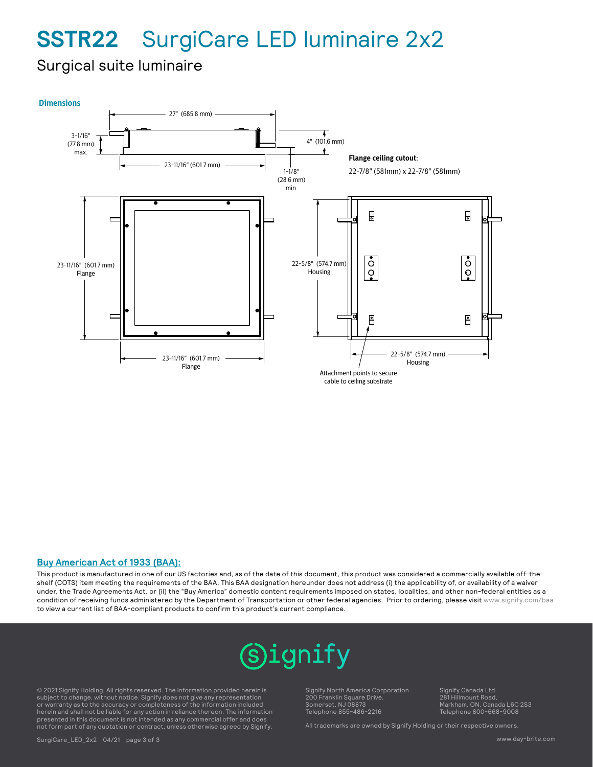# SSTR22 SurgiCare LED luminaire 2x2

## Surgical suite luminaire

### Dimensions

27" (685.8 mm)

3-1/16" (77.8 mm) max.

4" (101.6 mm)

23-11/16" (601.7 mm)

1-1/8" (28.6 mm) min.

**Flange ceiling cutout:**

22-7/8" (581mm) x 22-7/8" (581mm)

23-11/16" (601.7 mm) Flange

22-5/8" (574.7 mm) Housing

23-11/16" (601.7 mm) Flange

22-5/8" (574.7 mm) Housing

Attachment points to secure cable to ceiling substrate

### Buy American Act of 1933 (BAA):

This product is manufactured in one of our US factories and, as of the date of this document, this product was considered a commercially available off-the-shelf (COTS) item meeting the requirements of the BAA. This BAA designation hereunder does not address (i) the applicability of, or availability of a waiver under, the Trade Agreements Act, or (ii) the "Buy America" domestic content requirements imposed on states, localities, and other non-federal entities as a condition of receiving funds administered by the Department of Transportation or other federal agencies. Prior to ordering, please visit www.signify.com/baa to view a current list of BAA-compliant products to confirm this product's current compliance.

signify

© 2021 Signify Holding. All rights reserved. The information provided herein is subject to change, without notice. Signify does not give any representation or warranty as to the accuracy or completeness of the information included herein and shall not be liable for any action in reliance thereon. The information presented in this document is not intended as any commercial offer and does not form part of any quotation or contract, unless otherwise agreed by Signify.

Signify North America Corporation
200 Franklin Square Drive,
Somerset, NJ 08873
Telephone 855-486-2216

Signify Canada Ltd.
281 Hillmount Road,
Markham, ON, Canada L6C 2S3
Telephone 800-668-9008

All trademarks are owned by Signify Holding or their respective owners.

SurgiCare_LED_2x2 04/21

www.day-brite.com